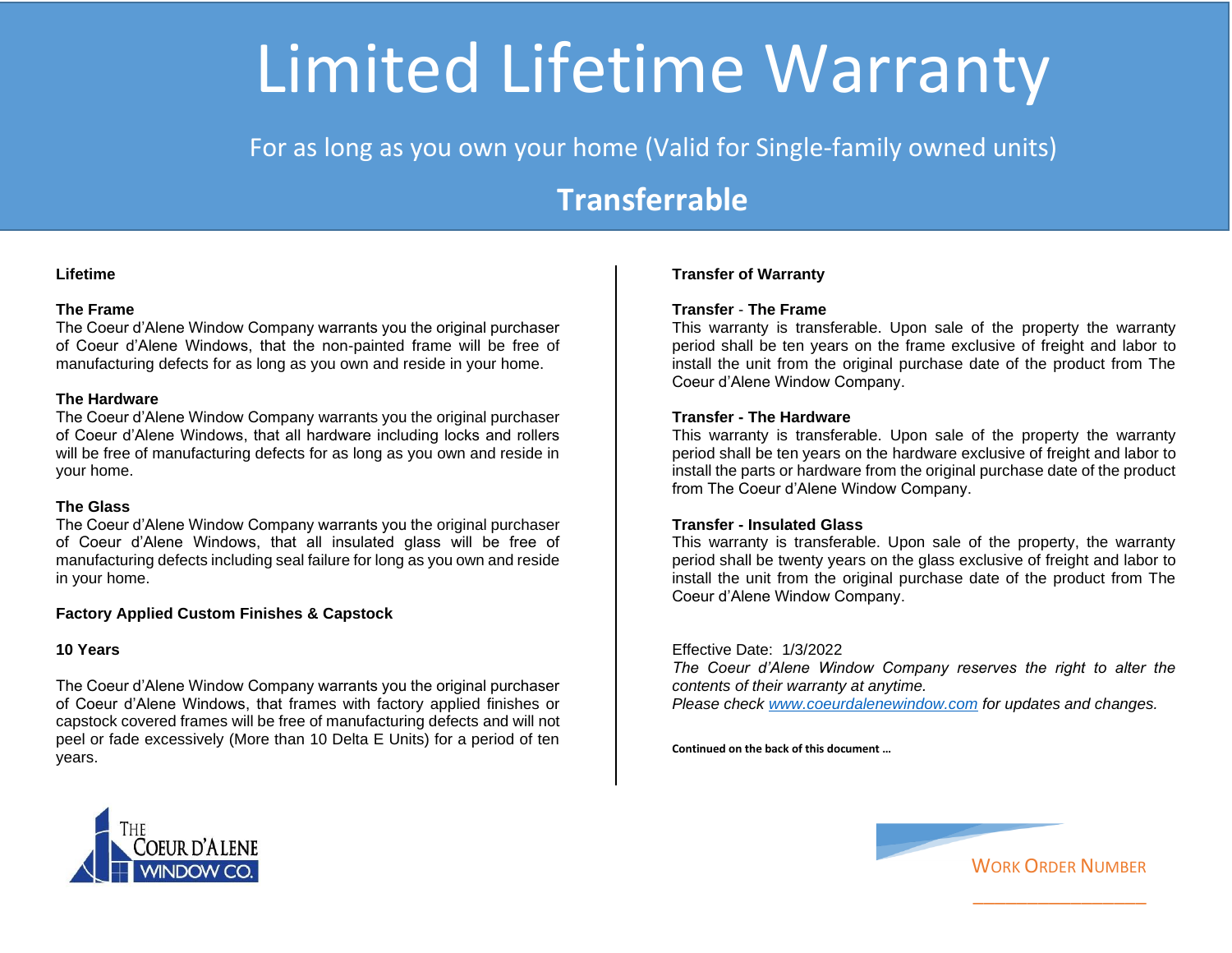# Limited Lifetime Warranty

For as long as you own your home (Valid for Single-family owned units)

## Transferrable

**Lifetime**

**The Frame**
The Coeur d'Alene Window Company warrants you the original purchaser of Coeur d'Alene Windows, that the non-painted frame will be free of manufacturing defects for as long as you own and reside in your home.

**The Hardware**
The Coeur d'Alene Window Company warrants you the original purchaser of Coeur d'Alene Windows, that all hardware including locks and rollers will be free of manufacturing defects for as long as you own and reside in your home.

**The Glass**
The Coeur d'Alene Window Company warrants you the original purchaser of Coeur d'Alene Windows, that all insulated glass will be free of manufacturing defects including seal failure for long as you own and reside in your home.

**Factory Applied Custom Finishes & Capstock**

**10 Years**

The Coeur d'Alene Window Company warrants you the original purchaser of Coeur d'Alene Windows, that frames with factory applied finishes or capstock covered frames will be free of manufacturing defects and will not peel or fade excessively (More than 10 Delta E Units) for a period of ten years.

**Transfer of Warranty**

**Transfer - The Frame**
This warranty is transferable. Upon sale of the property the warranty period shall be ten years on the frame exclusive of freight and labor to install the unit from the original purchase date of the product from The Coeur d'Alene Window Company.

**Transfer - The Hardware**
This warranty is transferable. Upon sale of the property the warranty period shall be ten years on the hardware exclusive of freight and labor to install the parts or hardware from the original purchase date of the product from The Coeur d'Alene Window Company.

**Transfer - Insulated Glass**
This warranty is transferable. Upon sale of the property, the warranty period shall be twenty years on the glass exclusive of freight and labor to install the unit from the original purchase date of the product from The Coeur d'Alene Window Company.

Effective Date: 1/3/2022
*The Coeur d'Alene Window Company reserves the right to alter the contents of their warranty at anytime.*
*Please check [www.coeurdalenewindow.com](http://www.coeurdalenewindow.com) for updates and changes.*

**Continued on the back of this document …**

THE COEUR D'ALENE WINDOW CO.

WORK ORDER NUMBER

___________________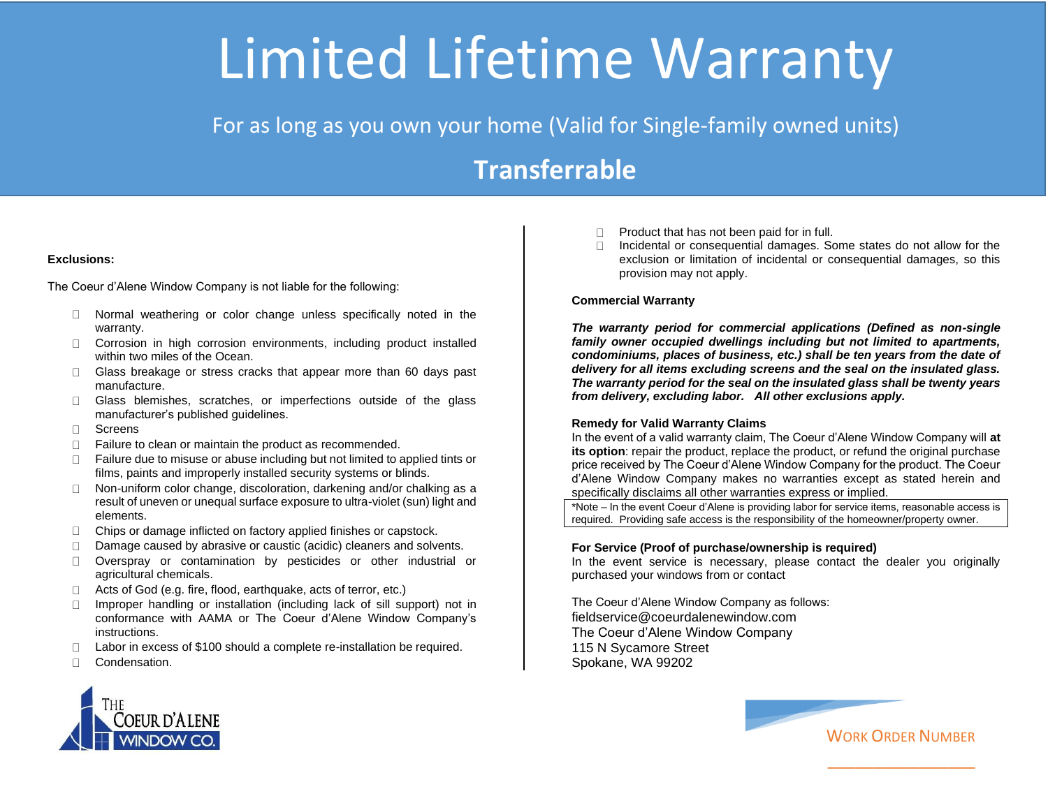# Limited Lifetime Warranty

For as long as you own your home (Valid for Single-family owned units)

## Transferrable

**Exclusions:**

The Coeur d'Alene Window Company is not liable for the following:

- Normal weathering or color change unless specifically noted in the warranty.
- Corrosion in high corrosion environments, including product installed within two miles of the Ocean.
- Glass breakage or stress cracks that appear more than 60 days past manufacture.
- Glass blemishes, scratches, or imperfections outside of the glass manufacturer's published guidelines.
- Screens
- Failure to clean or maintain the product as recommended.
- Failure due to misuse or abuse including but not limited to applied tints or films, paints and improperly installed security systems or blinds.
- Non-uniform color change, discoloration, darkening and/or chalking as a result of uneven or unequal surface exposure to ultra-violet (sun) light and elements.
- Chips or damage inflicted on factory applied finishes or capstock.
- Damage caused by abrasive or caustic (acidic) cleaners and solvents.
- Overspray or contamination by pesticides or other industrial or agricultural chemicals.
- Acts of God (e.g. fire, flood, earthquake, acts of terror, etc.)
- Improper handling or installation (including lack of sill support) not in conformance with AAMA or The Coeur d'Alene Window Company's instructions.
- Labor in excess of $100 should a complete re-installation be required.
- Condensation.
- Product that has not been paid for in full.
- Incidental or consequential damages. Some states do not allow for the exclusion or limitation of incidental or consequential damages, so this provision may not apply.

**Commercial Warranty**

***The warranty period for commercial applications (Defined as non-single family owner occupied dwellings including but not limited to apartments, condominiums, places of business, etc.) shall be ten years from the date of delivery for all items excluding screens and the seal on the insulated glass. The warranty period for the seal on the insulated glass shall be twenty years from delivery, excluding labor. All other exclusions apply.***

**Remedy for Valid Warranty Claims**

In the event of a valid warranty claim, The Coeur d'Alene Window Company will **at its option**: repair the product, replace the product, or refund the original purchase price received by The Coeur d'Alene Window Company for the product. The Coeur d'Alene Window Company makes no warranties except as stated herein and specifically disclaims all other warranties express or implied.

*Note – In the event Coeur d'Alene is providing labor for service items, reasonable access is required. Providing safe access is the responsibility of the homeowner/property owner.

**For Service (Proof of purchase/ownership is required)**

In the event service is necessary, please contact the dealer you originally purchased your windows from or contact

The Coeur d'Alene Window Company as follows:
fieldservice@coeurdalenewindow.com
The Coeur d'Alene Window Company
115 N Sycamore Street
Spokane, WA 99202

THE COEUR D'ALENE WINDOW CO.

WORK ORDER NUMBER

____________________